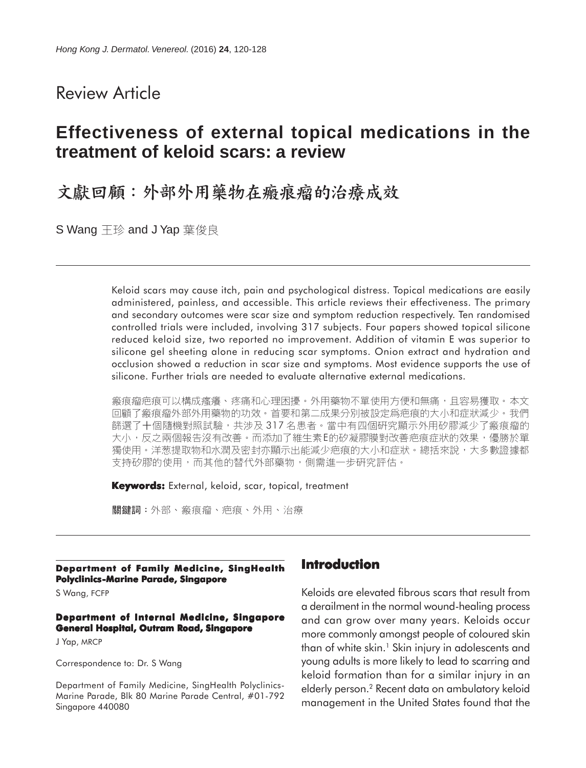Review Article

# Effectiveness of external topical medications in the treatment of keloid scars: a review

# 文獻回顧：外部外用藥物在瘢痕瘤的治療成效

S Wang 王珍 and J Yap 葉俊良

Keloid scars may cause itch, pain and psychological distress. Topical medications are easily administered, painless, and accessible. This article reviews their effectiveness. The primary and secondary outcomes were scar size and symptom reduction respectively. Ten randomised controlled trials were included, involving 317 subjects. Four papers showed topical silicone reduced keloid size, two reported no improvement. Addition of vitamin E was superior to silicone gel sheeting alone in reducing scar symptoms. Onion extract and hydration and occlusion showed a reduction in scar size and symptoms. Most evidence supports the use of silicone. Further trials are needed to evaluate alternative external medications.

瘢痕瘤疤痕可以構成瘙癢、疼痛和心理困擾。外用藥物不單使用方便和無痛，且容易獲取。本文回顧了瘢痕瘤外部外用藥物的功效。首要和第二成果分別被設定爲疤痕的大小和症狀減少。我們篩選了十個隨機對照試驗，共涉及 317 名患者。當中有四個研究顯示外用矽膠減少了瘢痕瘤的大小，反之兩個報告沒有改善。而添加了維生素E的矽凝膠膜對改善疤痕症狀的效果，優勝於單獨使用。洋葱提取物和水潤及密封亦顯示出能減少疤痕的大小和症狀。總括來說，大多數證據都支持矽膠的使用，而其他的替代外部藥物，側需進一步研究評估。

**Keywords:** External, keloid, scar, topical, treatment

**關鍵詞**：外部、瘢痕瘤、疤痕、外用、治療

**Department of Family Medicine, SingHealth Polyclinics-Marine Parade, Singapore**

S Wang, FCFP

**Department of Internal Medicine, Singapore General Hospital, Outram Road, Singapore**

J Yap, MRCP

Correspondence to: Dr. S Wang

Department of Family Medicine, SingHealth Polyclinics-Marine Parade, Blk 80 Marine Parade Central, #01-792 Singapore 440080

## Introduction

Keloids are elevated fibrous scars that result from a derailment in the normal wound-healing process and can grow over many years. Keloids occur more commonly amongst people of coloured skin than of white skin.[1] Skin injury in adolescents and young adults is more likely to lead to scarring and keloid formation than for a similar injury in an elderly person.[2] Recent data on ambulatory keloid management in the United States found that the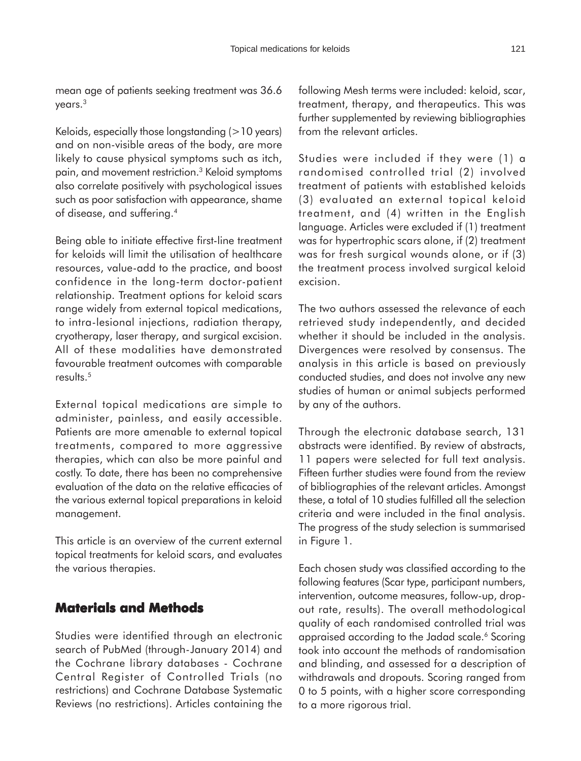mean age of patients seeking treatment was 36.6 years.[3]

Keloids, especially those longstanding (>10 years) and on non-visible areas of the body, are more likely to cause physical symptoms such as itch, pain, and movement restriction.[3] Keloid symptoms also correlate positively with psychological issues such as poor satisfaction with appearance, shame of disease, and suffering.[4]

Being able to initiate effective first-line treatment for keloids will limit the utilisation of healthcare resources, value-add to the practice, and boost confidence in the long-term doctor-patient relationship. Treatment options for keloid scars range widely from external topical medications, to intra-lesional injections, radiation therapy, cryotherapy, laser therapy, and surgical excision. All of these modalities have demonstrated favourable treatment outcomes with comparable results.[5]

External topical medications are simple to administer, painless, and easily accessible. Patients are more amenable to external topical treatments, compared to more aggressive therapies, which can also be more painful and costly. To date, there has been no comprehensive evaluation of the data on the relative efficacies of the various external topical preparations in keloid management.

This article is an overview of the current external topical treatments for keloid scars, and evaluates the various therapies.

## Materials and Methods

Studies were identified through an electronic search of PubMed (through-January 2014) and the Cochrane library databases - Cochrane Central Register of Controlled Trials (no restrictions) and Cochrane Database Systematic Reviews (no restrictions). Articles containing the following Mesh terms were included: keloid, scar, treatment, therapy, and therapeutics. This was further supplemented by reviewing bibliographies from the relevant articles.

Studies were included if they were (1) a randomised controlled trial (2) involved treatment of patients with established keloids (3) evaluated an external topical keloid treatment, and (4) written in the English language. Articles were excluded if (1) treatment was for hypertrophic scars alone, if (2) treatment was for fresh surgical wounds alone, or if (3) the treatment process involved surgical keloid excision.

The two authors assessed the relevance of each retrieved study independently, and decided whether it should be included in the analysis. Divergences were resolved by consensus. The analysis in this article is based on previously conducted studies, and does not involve any new studies of human or animal subjects performed by any of the authors.

Through the electronic database search, 131 abstracts were identified. By review of abstracts, 11 papers were selected for full text analysis. Fifteen further studies were found from the review of bibliographies of the relevant articles. Amongst these, a total of 10 studies fulfilled all the selection criteria and were included in the final analysis. The progress of the study selection is summarised in Figure 1.

Each chosen study was classified according to the following features (Scar type, participant numbers, intervention, outcome measures, follow-up, drop-out rate, results). The overall methodological quality of each randomised controlled trial was appraised according to the Jadad scale.[6] Scoring took into account the methods of randomisation and blinding, and assessed for a description of withdrawals and dropouts. Scoring ranged from 0 to 5 points, with a higher score corresponding to a more rigorous trial.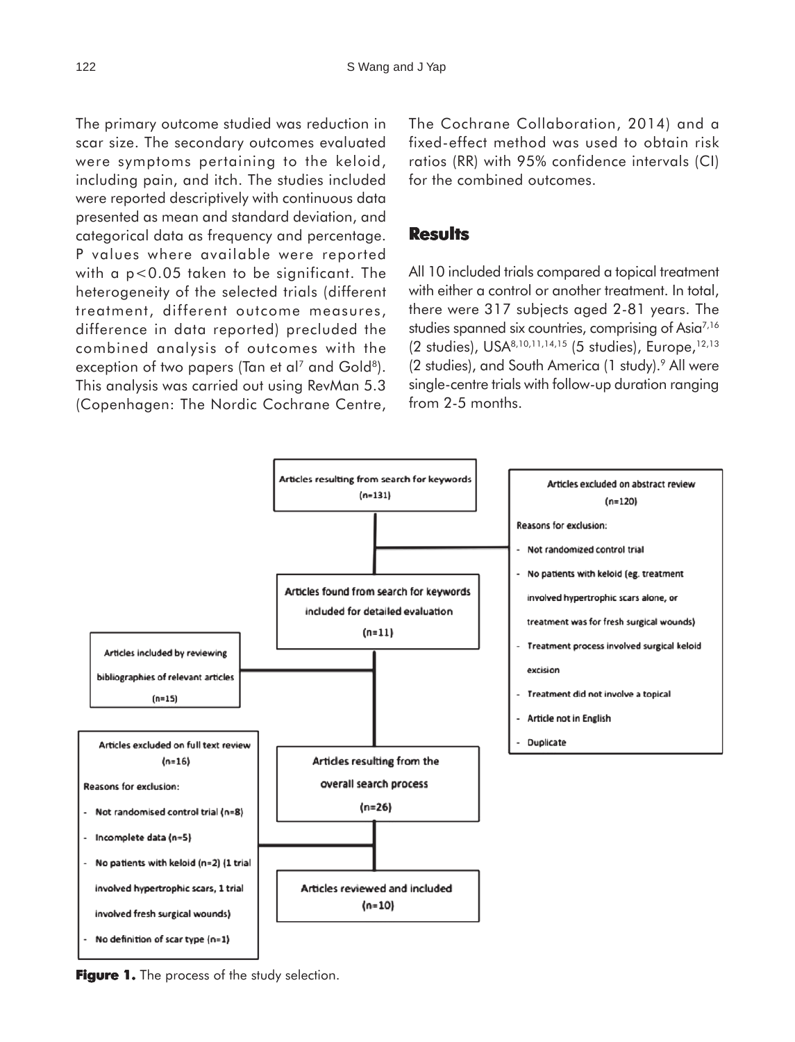The primary outcome studied was reduction in scar size. The secondary outcomes evaluated were symptoms pertaining to the keloid, including pain, and itch. The studies included were reported descriptively with continuous data presented as mean and standard deviation, and categorical data as frequency and percentage. P values where available were reported with a $p<0.05$ taken to be significant. The heterogeneity of the selected trials (different treatment, different outcome measures, difference in data reported) precluded the combined analysis of outcomes with the exception of two papers (Tan et al[7] and Gold[8]). This analysis was carried out using RevMan 5.3 (Copenhagen: The Nordic Cochrane Centre, The Cochrane Collaboration, 2014) and a fixed-effect method was used to obtain risk ratios (RR) with 95% confidence intervals (CI) for the combined outcomes.

## Results

All 10 included trials compared a topical treatment with either a control or another treatment. In total, there were 317 subjects aged 2-81 years. The studies spanned six countries, comprising of Asia[7,16] (2 studies), USA[8,10,11,14,15] (5 studies), Europe,[12,13] (2 studies), and South America (1 study).[9] All were single-centre trials with follow-up duration ranging from 2-5 months.

Articles resulting from search for keywords (n=131)

Articles excluded on abstract review (n=120)

Reasons for exclusion:
- Not randomized control trial
- No patients with keloid (eg. treatment involved hypertrophic scars alone, or treatment was for fresh surgical wounds)
- Treatment process involved surgical keloid excision
- Treatment did not involve a topical
- Article not in English
- Duplicate

Articles found from search for keywords included for detailed evaluation (n=11)

Articles included by reviewing bibliographies of relevant articles (n=15)

Articles resulting from the overall search process (n=26)

Articles excluded on full text review (n=16)

Reasons for exclusion:
- Not randomised control trial (n=8)
- Incomplete data (n=5)
- No patients with keloid (n=2) (1 trial involved hypertrophic scars, 1 trial involved fresh surgical wounds)
- No definition of scar type (n=1)

Articles reviewed and included (n=10)

**Figure 1.** The process of the study selection.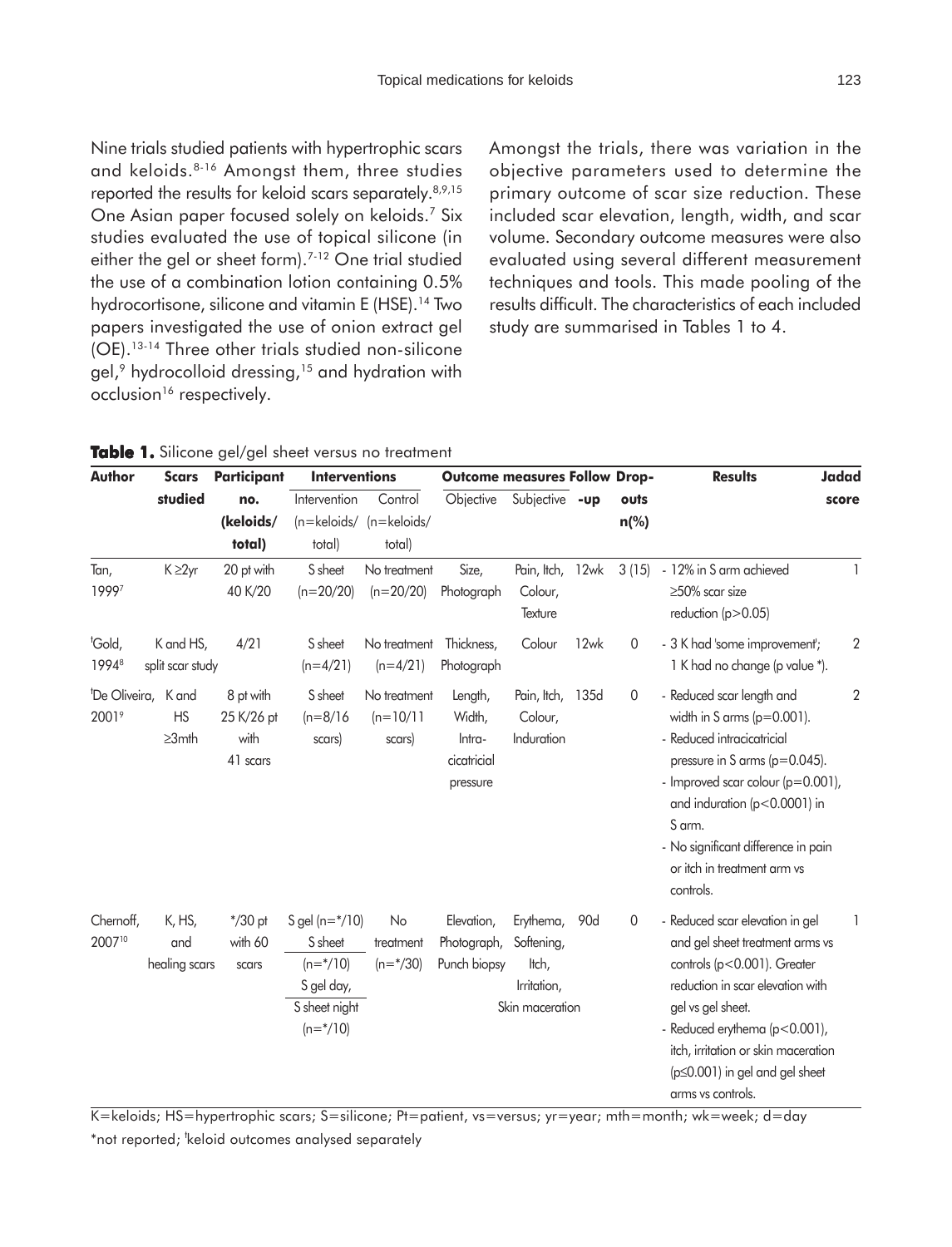Nine trials studied patients with hypertrophic scars and keloids.[8-16] Amongst them, three studies reported the results for keloid scars separately.[8,9,15] One Asian paper focused solely on keloids.[7] Six studies evaluated the use of topical silicone (in either the gel or sheet form).[7-12] One trial studied the use of a combination lotion containing 0.5% hydrocortisone, silicone and vitamin E (HSE).[14] Two papers investigated the use of onion extract gel (OE).[13-14] Three other trials studied non-silicone gel,[9] hydrocolloid dressing,[15] and hydration with occlusion[16] respectively.

Amongst the trials, there was variation in the objective parameters used to determine the primary outcome of scar size reduction. These included scar elevation, length, width, and scar volume. Secondary outcome measures were also evaluated using several different measurement techniques and tools. This made pooling of the results difficult. The characteristics of each included study are summarised in Tables 1 to 4.

**Table 1.** Silicone gel/gel sheet versus no treatment

| Author | Scars studied | Participant no. (keloids/ total) | Interventions | | Outcome measures | | Follow -up | Drop-outs n(%) | Results | Jadad score |
|---|---|---|---|---|---|---|---|---|---|---|
| | | | Intervention (n=keloids/ total) | Control (n=keloids/ total) | Objective | Subjective | | | | |
| Tan, 1999[7] | K ≥2yr | 20 pt with 40 K/20 | S sheet (n=20/20) | No treatment (n=20/20) | Size, Photograph | Pain, Itch, Colour, Texture | 12wk | 3 (15) | - 12% in S arm achieved ≥50% scar size reduction (p>0.05) | 1 |
| [†]Gold, 1994[8] | K and HS, split scar study | 4/21 | S sheet (n=4/21) | No treatment (n=4/21) | Thickness, Photograph | Colour | 12wk | 0 | - 3 K had 'some improvement'; 1 K had no change (p value *). | 2 |
| [†]De Oliveira, 2001[9] | K and HS ≥3mth | 8 pt with 25 K/26 pt with 41 scars | S sheet (n=8/16 scars) | No treatment (n=10/11 scars) | Length, Width, Intra-cicatricial pressure | Pain, Itch, Colour, Induration | 135d | 0 | - Reduced scar length and width in S arms (p=0.001). - Reduced intracicatricial pressure in S arms (p=0.045). - Improved scar colour (p=0.001), and induration (p<0.0001) in S arm. - No significant difference in pain or itch in treatment arm vs controls. | 2 |
| Chernoff, 2007[10] | K, HS, and healing scars | */30 pt with 60 scars | S gel (n=*/10) S sheet (n=*/10) S gel day, S sheet night (n=*/10) | No treatment (n=*/30) | Elevation, Photograph, Punch biopsy | Erythema, Softening, Itch, Irritation, Skin maceration | 90d | 0 | - Reduced scar elevation in gel and gel sheet treatment arms vs controls (p<0.001). Greater reduction in scar elevation with gel vs gel sheet. - Reduced erythema (p<0.001), itch, irritation or skin maceration (p≤0.001) in gel and gel sheet arms vs controls. | 1 |

K=keloids; HS=hypertrophic scars; S=silicone; Pt=patient, vs=versus; yr=year; mth=month; wk=week; d=day

*not reported; [†]keloid outcomes analysed separately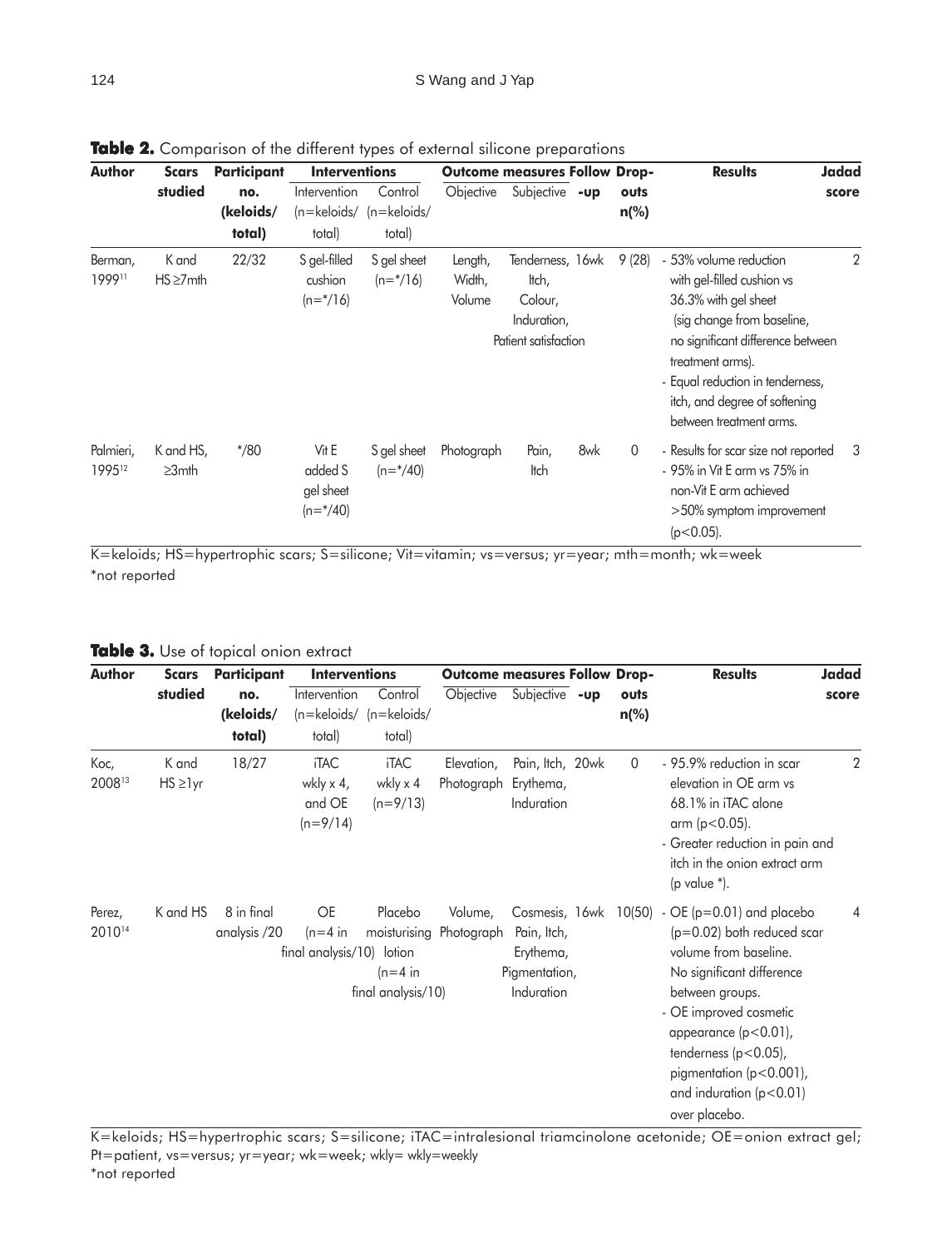**Table 2.** Comparison of the different types of external silicone preparations

| Author | Scars studied | Participant no. (keloids/ total) | Interventions | | Outcome measures | | Follow -up | Drop-outs n(%) | Results | Jadad score |
|---|---|---|---|---|---|---|---|---|---|---|
| | | | Intervention (n=keloids/ total) | Control (n=keloids/ total) | Objective | Subjective | | | | |
| Berman, 1999[11] | K and HS ≥7mth | 22/32 | S gel-filled cushion (n=*/16) | S gel sheet (n=*/16) | Length, Width, Volume | Tenderness, Itch, Colour, Induration, Patient satisfaction | 16wk | 9 (28) | - 53% volume reduction with gel-filled cushion vs 36.3% with gel sheet (sig change from baseline, no significant difference between treatment arms). - Equal reduction in tenderness, itch, and degree of softening between treatment arms. | 2 |
| Palmieri, 1995[12] | K and HS, ≥3mth | */80 | Vit E added S gel sheet (n=*/40) | S gel sheet (n=*/40) | Photograph | Pain, Itch | 8wk | 0 | - Results for scar size not reported - 95% in Vit E arm vs 75% in non-Vit E arm achieved >50% symptom improvement ($p<0.05$). | 3 |

K=keloids; HS=hypertrophic scars; S=silicone; Vit=vitamin; vs=versus; yr=year; mth=month; wk=week
*not reported

**Table 3.** Use of topical onion extract

| Author | Scars studied | Participant no. (keloids/ total) | Interventions | | Outcome measures | | Follow -up | Drop-outs n(%) | Results | Jadad score |
|---|---|---|---|---|---|---|---|---|---|---|
| | | | Intervention (n=keloids/ total) | Control (n=keloids/ total) | Objective | Subjective | | | | |
| Koc, 2008[13] | K and HS ≥1yr | 18/27 | iTAC wkly x 4, and OE (n=9/14) | iTAC wkly x 4 (n=9/13) | Elevation, Photograph | Pain, Itch, Erythema, Induration | 20wk | 0 | - 95.9% reduction in scar elevation in OE arm vs 68.1% in iTAC alone arm ($p<0.05$). - Greater reduction in pain and itch in the onion extract arm (p value *). | 2 |
| Perez, 2010[14] | K and HS | 8 in final analysis /20 | OE (n=4 in final analysis/10) | Placebo moisturising lotion (n=4 in final analysis/10) | Volume, Photograph | Cosmesis, Pain, Itch, Erythema, Pigmentation, Induration | 16wk | 10(50) | - OE ($p=0.01$) and placebo ($p=0.02$) both reduced scar volume from baseline. No significant difference between groups. - OE improved cosmetic appearance ($p<0.01$), tenderness ($p<0.05$), pigmentation ($p<0.001$), and induration ($p<0.01$) over placebo. | 4 |

K=keloids; HS=hypertrophic scars; S=silicone; iTAC=intralesional triamcinolone acetonide; OE=onion extract gel; Pt=patient, vs=versus; yr=year; wk=week; wkly= wkly=weekly
*not reported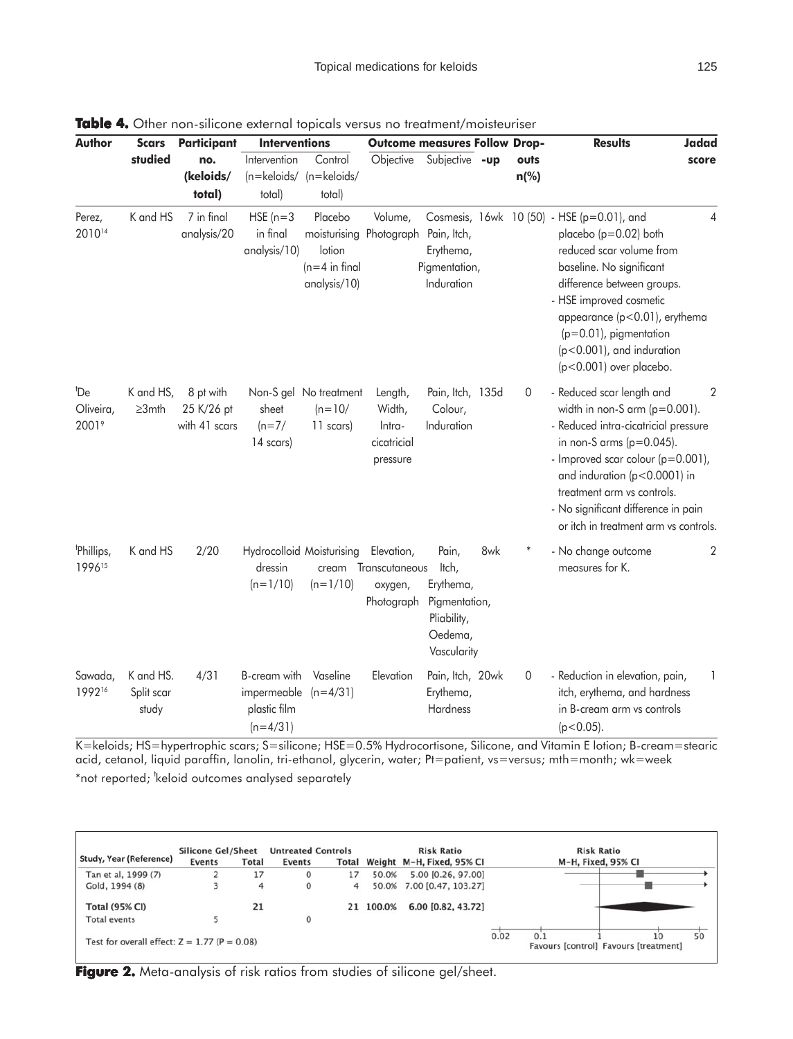**Table 4.** Other non-silicone external topicals versus no treatment/moisteuriser

| Author | Scars studied | Participant no. (keloids/ total) | Interventions | | Outcome measures | | Follow -up | Drop-outs n(%) | Results | Jadad score |
|---|---|---|---|---|---|---|---|---|---|---|
| | | | Intervention (n=keloids/ total) | Control (n=keloids/ total) | Objective | Subjective | | | | |
| Perez, 2010[14] | K and HS | 7 in final analysis/20 | HSE (n=3 in final analysis/10) | Placebo moisturising lotion (n=4 in final analysis/10) | Volume, Photograph | Cosmesis, Pain, Itch, Erythema, Pigmentation, Induration | 16wk | 10 (50) | - HSE (p=0.01), and placebo (p=0.02) both reduced scar volume from baseline. No significant difference between groups.<br>- HSE improved cosmetic appearance (p<0.01), erythema (p=0.01), pigmentation (p<0.001), and induration (p<0.001) over placebo. | 4 |
| †De Oliveira, 2001[9] | K and HS, ≥3mth | 8 pt with 25 K/26 pt with 41 scars | Non-S gel sheet (n=7/ 14 scars) | No treatment (n=10/ 11 scars) | Length, Width, Intra-cicatricial pressure | Pain, Itch, Colour, Induration | 135d | 0 | - Reduced scar length and width in non-S arm (p=0.001).<br>- Reduced intra-cicatricial pressure in non-S arms (p=0.045).<br>- Improved scar colour (p=0.001), and induration (p<0.0001) in treatment arm vs controls.<br>- No significant difference in pain or itch in treatment arm vs controls. | 2 |
| †Phillips, 1996[15] | K and HS | 2/20 | Hydrocolloid dressin (n=1/10) | Moisturising cream (n=1/10) | Elevation, Transcutaneous oxygen, Photograph | Pain, Itch, Erythema, Pigmentation, Pliability, Oedema, Vascularity | 8wk | * | - No change outcome measures for K. | 2 |
| Sawada, 1992[16] | K and HS. Split scar study | 4/31 | B-cream with impermeable plastic film (n=4/31) | Vaseline (n=4/31) | Elevation | Pain, Itch, Erythema, Hardness | 20wk | 0 | - Reduction in elevation, pain, itch, erythema, and hardness in B-cream arm vs controls (p<0.05). | 1 |

K=keloids; HS=hypertrophic scars; S=silicone; HSE=0.5% Hydrocortisone, Silicone, and Vitamin E lotion; B-cream=stearic acid, cetanol, liquid paraffin, lanolin, tri-ethanol, glycerin, water; Pt=patient, vs=versus; mth=month; wk=week

*not reported; †keloid outcomes analysed separately

| Study, Year (Reference) | Silicone Gel/Sheet Events | Silicone Gel/Sheet Total | Untreated Controls Events | Untreated Controls Total | Weight | Risk Ratio M-H, Fixed, 95% CI |
|---|---|---|---|---|---|---|
| Tan et al, 1999 (7) | 2 | 17 | 0 | 17 | 50.0% | 5.00 [0.26, 97.00] |
| Gold, 1994 (8) | 3 | 4 | 0 | 4 | 50.0% | 7.00 [0.47, 103.27] |
| **Total (95% CI)** | | 21 | | 21 | 100.0% | 6.00 [0.82, 43.72] |
| Total events | 5 | | 0 | | | |

Test for overall effect: Z = 1.77 (P = 0.08)

Favours [control] Favours [treatment]

**Figure 2.** Meta-analysis of risk ratios from studies of silicone gel/sheet.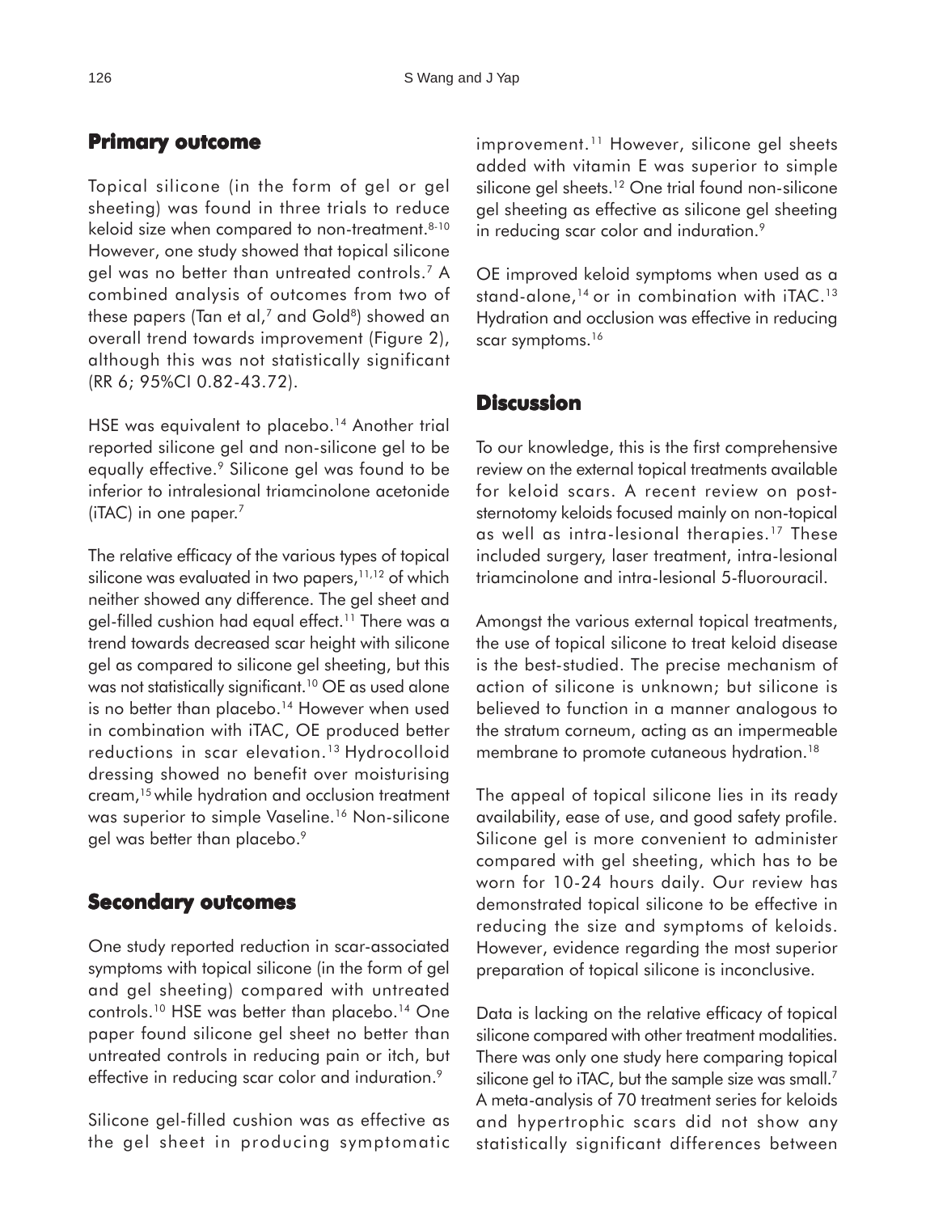## Primary outcome

Topical silicone (in the form of gel or gel sheeting) was found in three trials to reduce keloid size when compared to non-treatment.[8-10] However, one study showed that topical silicone gel was no better than untreated controls.[7] A combined analysis of outcomes from two of these papers (Tan et al,[7] and Gold[8]) showed an overall trend towards improvement (Figure 2), although this was not statistically significant (RR 6; 95%CI 0.82-43.72).

HSE was equivalent to placebo.[14] Another trial reported silicone gel and non-silicone gel to be equally effective.[9] Silicone gel was found to be inferior to intralesional triamcinolone acetonide (iTAC) in one paper.[7]

The relative efficacy of the various types of topical silicone was evaluated in two papers,[11,12] of which neither showed any difference. The gel sheet and gel-filled cushion had equal effect.[11] There was a trend towards decreased scar height with silicone gel as compared to silicone gel sheeting, but this was not statistically significant.[10] OE as used alone is no better than placebo.[14] However when used in combination with iTAC, OE produced better reductions in scar elevation.[13] Hydrocolloid dressing showed no benefit over moisturising cream,[15] while hydration and occlusion treatment was superior to simple Vaseline.[16] Non-silicone gel was better than placebo.[9]

## Secondary outcomes

One study reported reduction in scar-associated symptoms with topical silicone (in the form of gel and gel sheeting) compared with untreated controls.[10] HSE was better than placebo.[14] One paper found silicone gel sheet no better than untreated controls in reducing pain or itch, but effective in reducing scar color and induration.[9]

Silicone gel-filled cushion was as effective as the gel sheet in producing symptomatic improvement.[11] However, silicone gel sheets added with vitamin E was superior to simple silicone gel sheets.[12] One trial found non-silicone gel sheeting as effective as silicone gel sheeting in reducing scar color and induration.[9]

OE improved keloid symptoms when used as a stand-alone,[14] or in combination with iTAC.[13] Hydration and occlusion was effective in reducing scar symptoms.[16]

## Discussion

To our knowledge, this is the first comprehensive review on the external topical treatments available for keloid scars. A recent review on post-sternotomy keloids focused mainly on non-topical as well as intra-lesional therapies.[17] These included surgery, laser treatment, intra-lesional triamcinolone and intra-lesional 5-fluorouracil.

Amongst the various external topical treatments, the use of topical silicone to treat keloid disease is the best-studied. The precise mechanism of action of silicone is unknown; but silicone is believed to function in a manner analogous to the stratum corneum, acting as an impermeable membrane to promote cutaneous hydration.[18]

The appeal of topical silicone lies in its ready availability, ease of use, and good safety profile. Silicone gel is more convenient to administer compared with gel sheeting, which has to be worn for 10-24 hours daily. Our review has demonstrated topical silicone to be effective in reducing the size and symptoms of keloids. However, evidence regarding the most superior preparation of topical silicone is inconclusive.

Data is lacking on the relative efficacy of topical silicone compared with other treatment modalities. There was only one study here comparing topical silicone gel to iTAC, but the sample size was small.[7] A meta-analysis of 70 treatment series for keloids and hypertrophic scars did not show any statistically significant differences between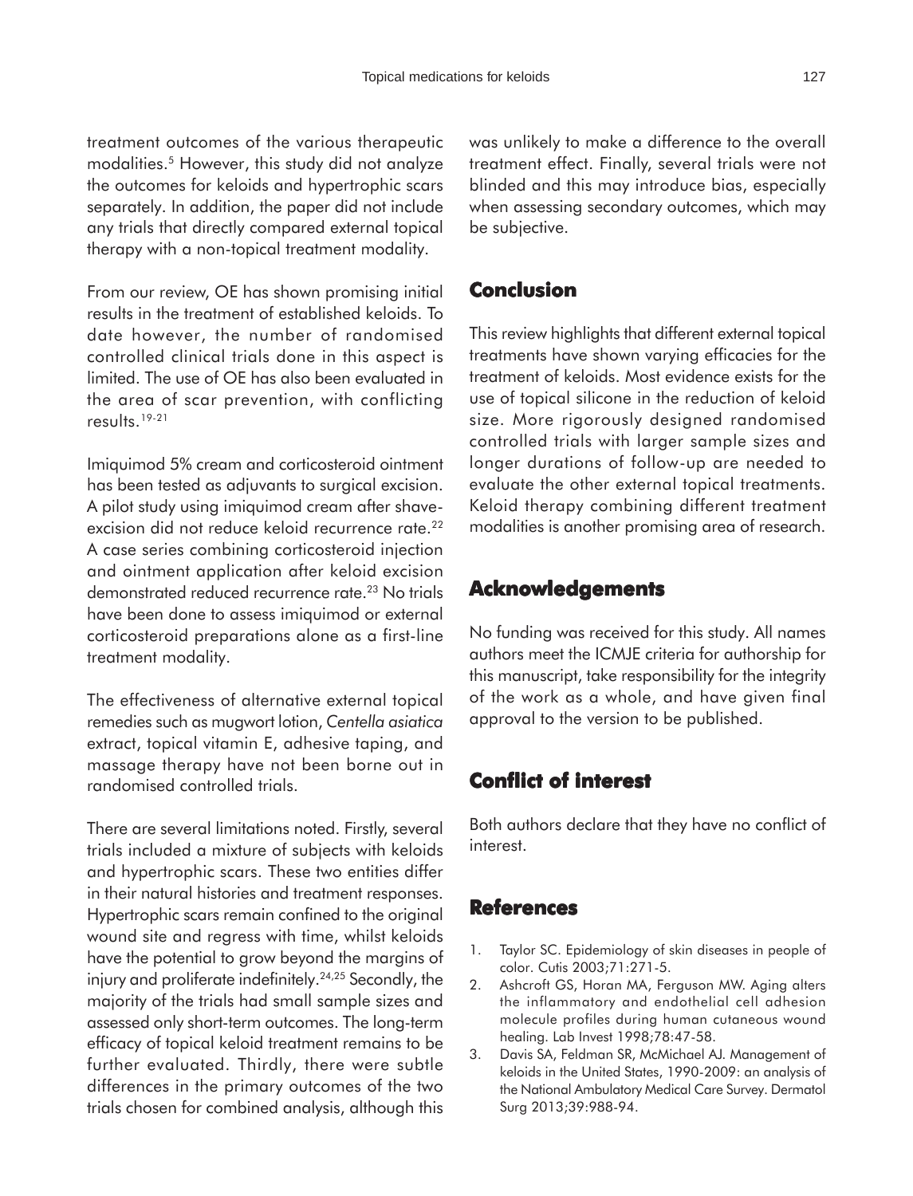treatment outcomes of the various therapeutic modalities.[5] However, this study did not analyze the outcomes for keloids and hypertrophic scars separately. In addition, the paper did not include any trials that directly compared external topical therapy with a non-topical treatment modality.

From our review, OE has shown promising initial results in the treatment of established keloids. To date however, the number of randomised controlled clinical trials done in this aspect is limited. The use of OE has also been evaluated in the area of scar prevention, with conflicting results.[19-21]

Imiquimod 5% cream and corticosteroid ointment has been tested as adjuvants to surgical excision. A pilot study using imiquimod cream after shave-excision did not reduce keloid recurrence rate.[22] A case series combining corticosteroid injection and ointment application after keloid excision demonstrated reduced recurrence rate.[23] No trials have been done to assess imiquimod or external corticosteroid preparations alone as a first-line treatment modality.

The effectiveness of alternative external topical remedies such as mugwort lotion, *Centella asiatica* extract, topical vitamin E, adhesive taping, and massage therapy have not been borne out in randomised controlled trials.

There are several limitations noted. Firstly, several trials included a mixture of subjects with keloids and hypertrophic scars. These two entities differ in their natural histories and treatment responses. Hypertrophic scars remain confined to the original wound site and regress with time, whilst keloids have the potential to grow beyond the margins of injury and proliferate indefinitely.[24,25] Secondly, the majority of the trials had small sample sizes and assessed only short-term outcomes. The long-term efficacy of topical keloid treatment remains to be further evaluated. Thirdly, there were subtle differences in the primary outcomes of the two trials chosen for combined analysis, although this was unlikely to make a difference to the overall treatment effect. Finally, several trials were not blinded and this may introduce bias, especially when assessing secondary outcomes, which may be subjective.

## Conclusion

This review highlights that different external topical treatments have shown varying efficacies for the treatment of keloids. Most evidence exists for the use of topical silicone in the reduction of keloid size. More rigorously designed randomised controlled trials with larger sample sizes and longer durations of follow-up are needed to evaluate the other external topical treatments. Keloid therapy combining different treatment modalities is another promising area of research.

## Acknowledgements

No funding was received for this study. All names authors meet the ICMJE criteria for authorship for this manuscript, take responsibility for the integrity of the work as a whole, and have given final approval to the version to be published.

## Conflict of interest

Both authors declare that they have no conflict of interest.

## References

1. Taylor SC. Epidemiology of skin diseases in people of color. Cutis 2003;71:271-5.
2. Ashcroft GS, Horan MA, Ferguson MW. Aging alters the inflammatory and endothelial cell adhesion molecule profiles during human cutaneous wound healing. Lab Invest 1998;78:47-58.
3. Davis SA, Feldman SR, McMichael AJ. Management of keloids in the United States, 1990-2009: an analysis of the National Ambulatory Medical Care Survey. Dermatol Surg 2013;39:988-94.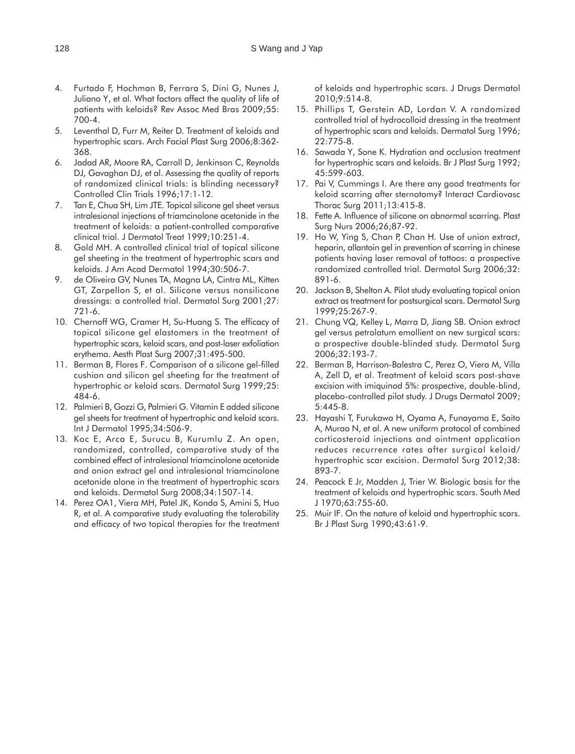4. Furtado F, Hochman B, Ferrara S, Dini G, Nunes J, Juliano Y, et al. What factors affect the quality of life of patients with keloids? Rev Assoc Med Bras 2009;55: 700-4.
5. Leventhal D, Furr M, Reiter D. Treatment of keloids and hypertrophic scars. Arch Facial Plast Surg 2006;8:362-368.
6. Jadad AR, Moore RA, Carroll D, Jenkinson C, Reynolds DJ, Gavaghan DJ, et al. Assessing the quality of reports of randomized clinical trials: is blinding necessary? Controlled Clin Trials 1996;17:1-12.
7. Tan E, Chua SH, Lim JTE. Topical silicone gel sheet versus intralesional injections of triamcinolone acetonide in the treatment of keloids: a patient-controlled comparative clinical trial. J Dermatol Treat 1999;10:251-4.
8. Gold MH. A controlled clinical trial of topical silicone gel sheeting in the treatment of hypertrophic scars and keloids. J Am Acad Dermatol 1994;30:506-7.
9. de Oliveira GV, Nunes TA, Magna LA, Cintra ML, Kitten GT, Zarpellon S, et al. Silicone versus nonsilicone dressings: a controlled trial. Dermatol Surg 2001;27: 721-6.
10. Chernoff WG, Cramer H, Su-Huang S. The efficacy of topical silicone gel elastomers in the treatment of hypertrophic scars, keloid scars, and post-laser exfoliation erythema. Aesth Plast Surg 2007;31:495-500.
11. Berman B, Flores F. Comparison of a silicone gel-filled cushion and silicon gel sheeting for the treatment of hypertrophic or keloid scars. Dermatol Surg 1999;25: 484-6.
12. Palmieri B, Gozzi G, Palmieri G. Vitamin E added silicone gel sheets for treatment of hypertrophic and keloid scars. Int J Dermatol 1995;34:506-9.
13. Koc E, Arca E, Surucu B, Kurumlu Z. An open, randomized, controlled, comparative study of the combined effect of intralesional triamcinolone acetonide and onion extract gel and intralesional triamcinolone acetonide alone in the treatment of hypertrophic scars and keloids. Dermatol Surg 2008;34:1507-14.
14. Perez OA1, Viera MH, Patel JK, Konda S, Amini S, Huo R, et al. A comparative study evaluating the tolerability and efficacy of two topical therapies for the treatment of keloids and hypertrophic scars. J Drugs Dermatol 2010;9:514-8.
15. Phillips T, Gerstein AD, Lordan V. A randomized controlled trial of hydrocolloid dressing in the treatment of hypertrophic scars and keloids. Dermatol Surg 1996; 22:775-8.
16. Sawada Y, Sone K. Hydration and occlusion treatment for hypertrophic scars and keloids. Br J Plast Surg 1992; 45:599-603.
17. Pai V, Cummings I. Are there any good treatments for keloid scarring after sternotomy? Interact Cardiovasc Thorac Surg 2011;13:415-8.
18. Fette A. Influence of silicone on abnormal scarring. Plast Surg Nurs 2006;26;87-92.
19. Ho W, Ying S, Chan P, Chan H. Use of union extract, heparin, allantoin gel in prevention of scarring in chinese patients having laser removal of tattoos: a prospective randomized controlled trial. Dermatol Surg 2006;32: 891-6.
20. Jackson B, Shelton A. Pilot study evaluating topical onion extract as treatment for postsurgical scars. Dermatol Surg 1999;25:267-9.
21. Chung VQ, Kelley L, Marra D, Jiang SB. Onion extract gel versus petrolatum emollient on new surgical scars: a prospective double-blinded study. Dermatol Surg 2006;32:193-7.
22. Berman B, Harrison-Balestra C, Perez O, Viera M, Villa A, Zell D, et al. Treatment of keloid scars post-shave excision with imiquinod 5%: prospective, double-blind, placebo-controlled pilot study. J Drugs Dermatol 2009; 5:445-8.
23. Hayashi T, Furukawa H, Oyama A, Funayama E, Saito A, Murao N, et al. A new uniform protocol of combined corticosteroid injections and ointment application reduces recurrence rates after surgical keloid/ hypertrophic scar excision. Dermatol Surg 2012;38: 893-7.
24. Peacock E Jr, Madden J, Trier W. Biologic basis for the treatment of keloids and hypertrophic scars. South Med J 1970;63:755-60.
25. Muir IF. On the nature of keloid and hypertrophic scars. Br J Plast Surg 1990;43:61-9.